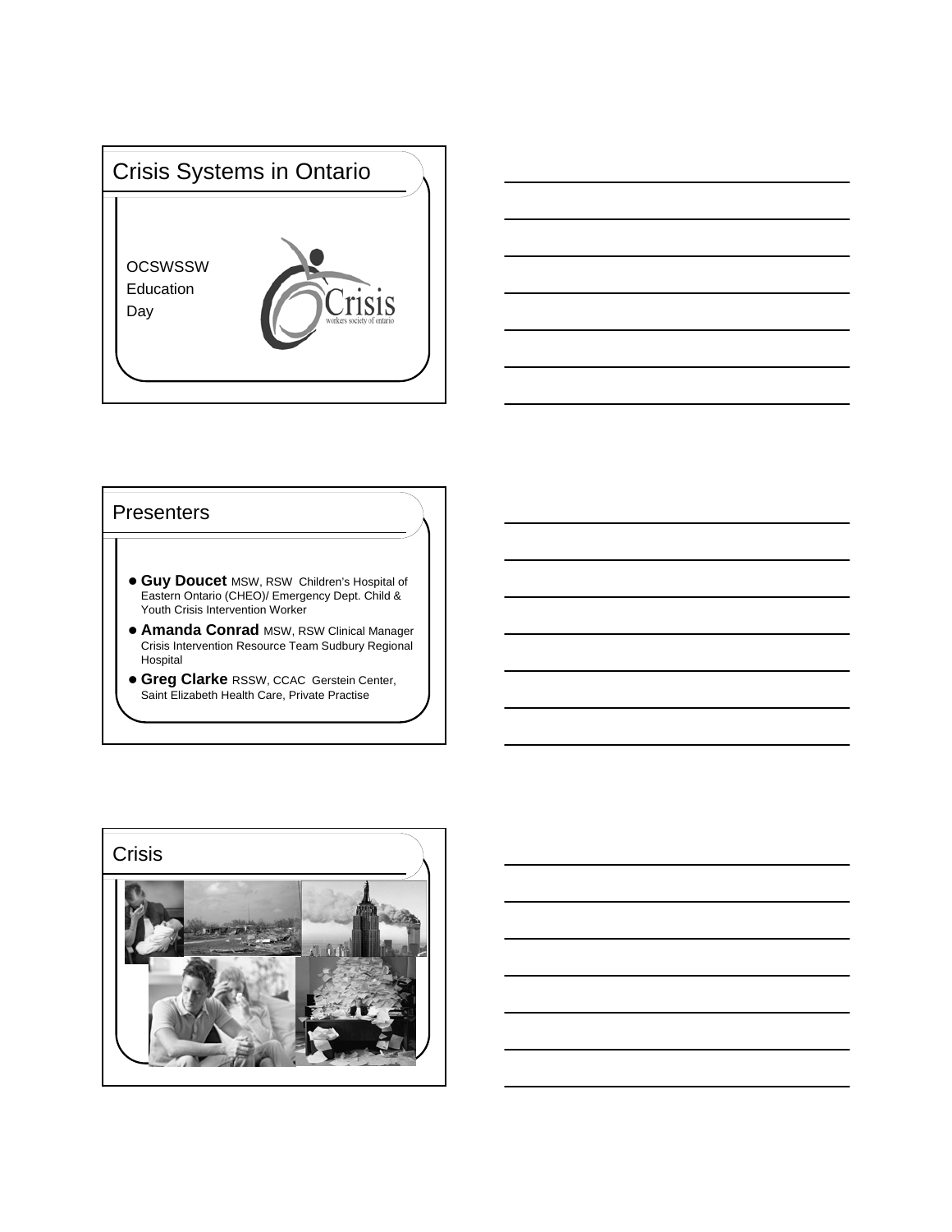## Crisis Systems in Ontario

OCSWSSW
Education
Day

Crisis
workers society of ontario

## Presenters

- **Guy Doucet** MSW, RSW Children's Hospital of Eastern Ontario (CHEO)/ Emergency Dept. Child & Youth Crisis Intervention Worker
- **Amanda Conrad** MSW, RSW Clinical Manager Crisis Intervention Resource Team Sudbury Regional Hospital
- **Greg Clarke** RSSW, CCAC Gerstein Center, Saint Elizabeth Health Care, Private Practise

## Crisis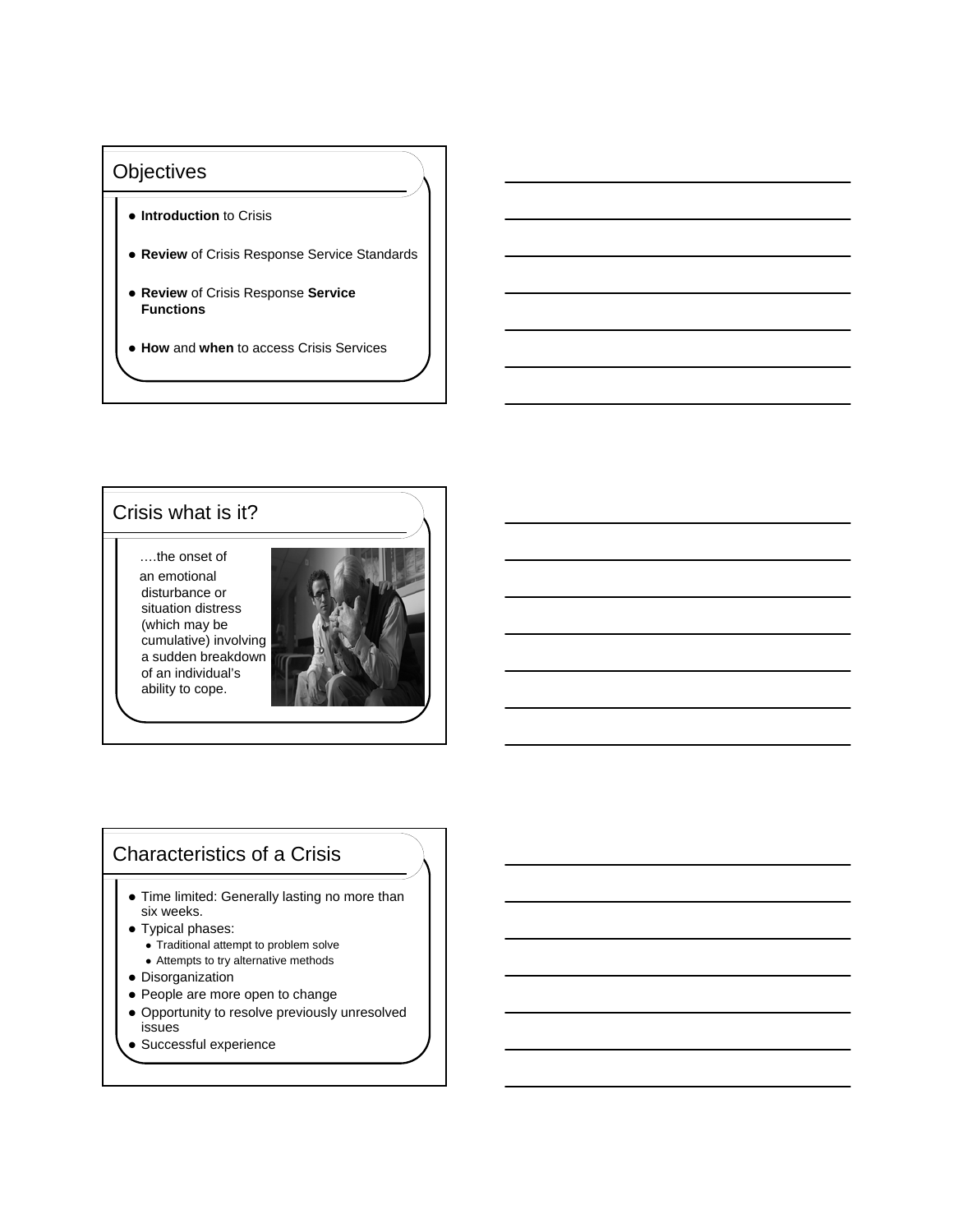## Objectives

- **Introduction** to Crisis
- **Review** of Crisis Response Service Standards
- **Review** of Crisis Response **Service Functions**
- **How** and **when** to access Crisis Services

## Crisis what is it?

….the onset of an emotional disturbance or situation distress (which may be cumulative) involving a sudden breakdown of an individual's ability to cope.

## Characteristics of a Crisis

- Time limited: Generally lasting no more than six weeks.
- Typical phases:
  - Traditional attempt to problem solve
  - Attempts to try alternative methods
- Disorganization
- People are more open to change
- Opportunity to resolve previously unresolved issues
- Successful experience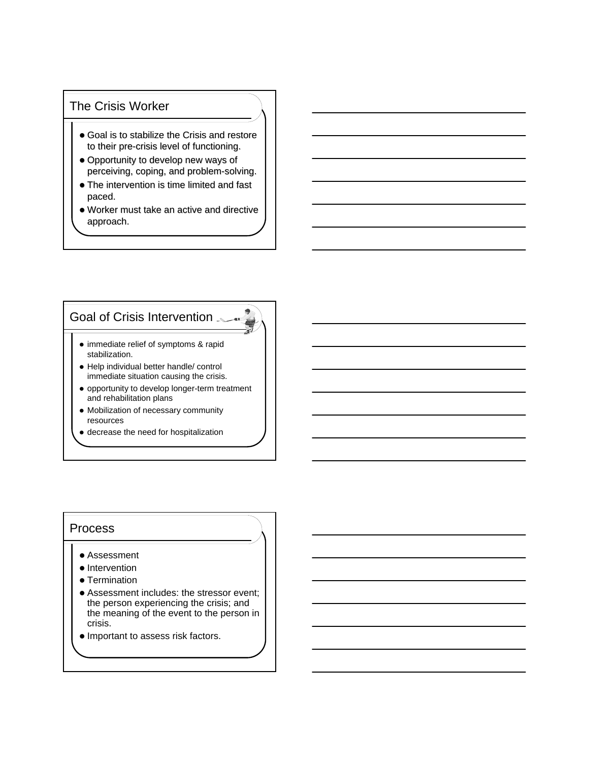## The Crisis Worker

- Goal is to stabilize the Crisis and restore to their pre-crisis level of functioning.
- Opportunity to develop new ways of perceiving, coping, and problem-solving.
- The intervention is time limited and fast paced.
- Worker must take an active and directive approach.

## Goal of Crisis Intervention

- immediate relief of symptoms & rapid stabilization.
- Help individual better handle/ control immediate situation causing the crisis.
- opportunity to develop longer-term treatment and rehabilitation plans
- Mobilization of necessary community resources
- decrease the need for hospitalization

## Process

- Assessment
- Intervention
- Termination
- Assessment includes: the stressor event; the person experiencing the crisis; and the meaning of the event to the person in crisis.
- Important to assess risk factors.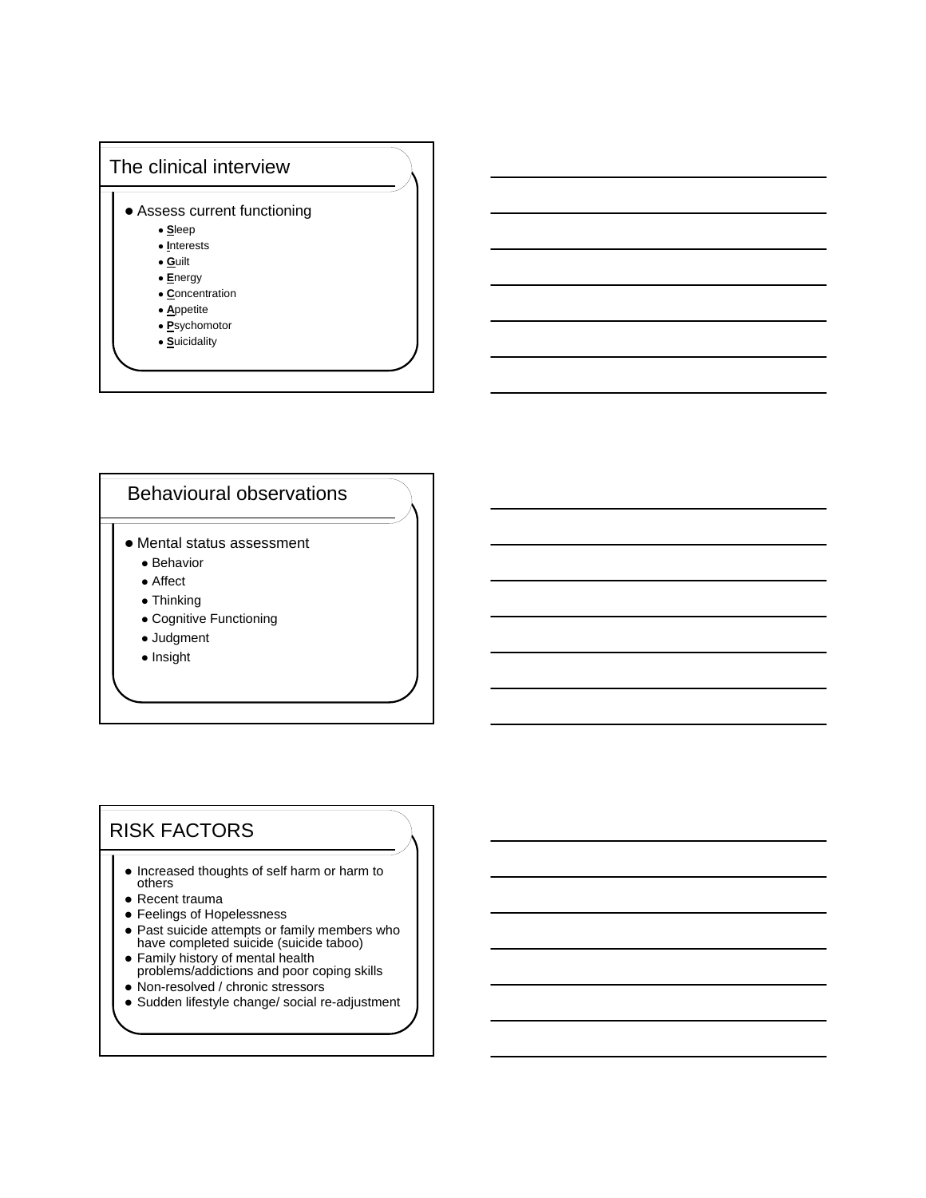## The clinical interview

- Assess current functioning
  - **S**leep
  - **I**nterests
  - **G**uilt
  - **E**nergy
  - **C**oncentration
  - **A**ppetite
  - **P**sychomotor
  - **S**uicidality

## Behavioural observations

- Mental status assessment
  - Behavior
  - Affect
  - Thinking
  - Cognitive Functioning
  - Judgment
  - Insight

## RISK FACTORS

- Increased thoughts of self harm or harm to others
- Recent trauma
- Feelings of Hopelessness
- Past suicide attempts or family members who have completed suicide (suicide taboo)
- Family history of mental health problems/addictions and poor coping skills
- Non-resolved / chronic stressors
- Sudden lifestyle change/ social re-adjustment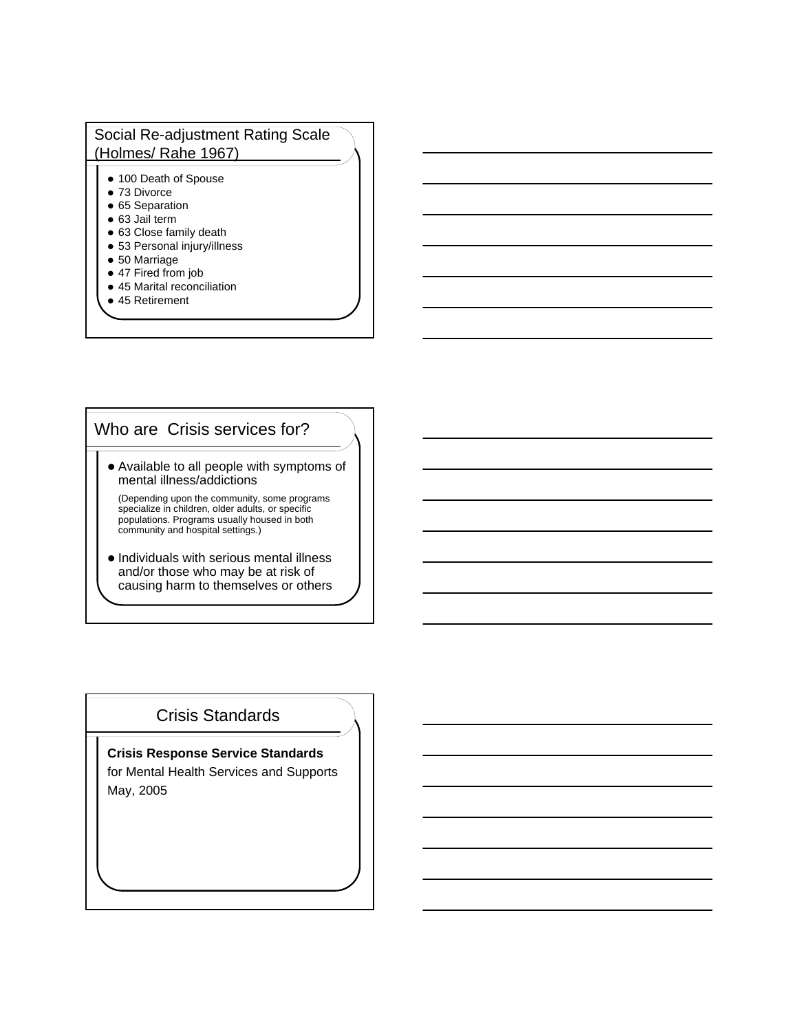## Social Re-adjustment Rating Scale (Holmes/ Rahe 1967)

- 100 Death of Spouse
- 73 Divorce
- 65 Separation
- 63 Jail term
- 63 Close family death
- 53 Personal injury/illness
- 50 Marriage
- 47 Fired from job
- 45 Marital reconciliation
- 45 Retirement

## Who are Crisis services for?

- Available to all people with symptoms of mental illness/addictions

  (Depending upon the community, some programs specialize in children, older adults, or specific populations. Programs usually housed in both community and hospital settings.)

- Individuals with serious mental illness and/or those who may be at risk of causing harm to themselves or others

## Crisis Standards

**Crisis Response Service Standards** for Mental Health Services and Supports May, 2005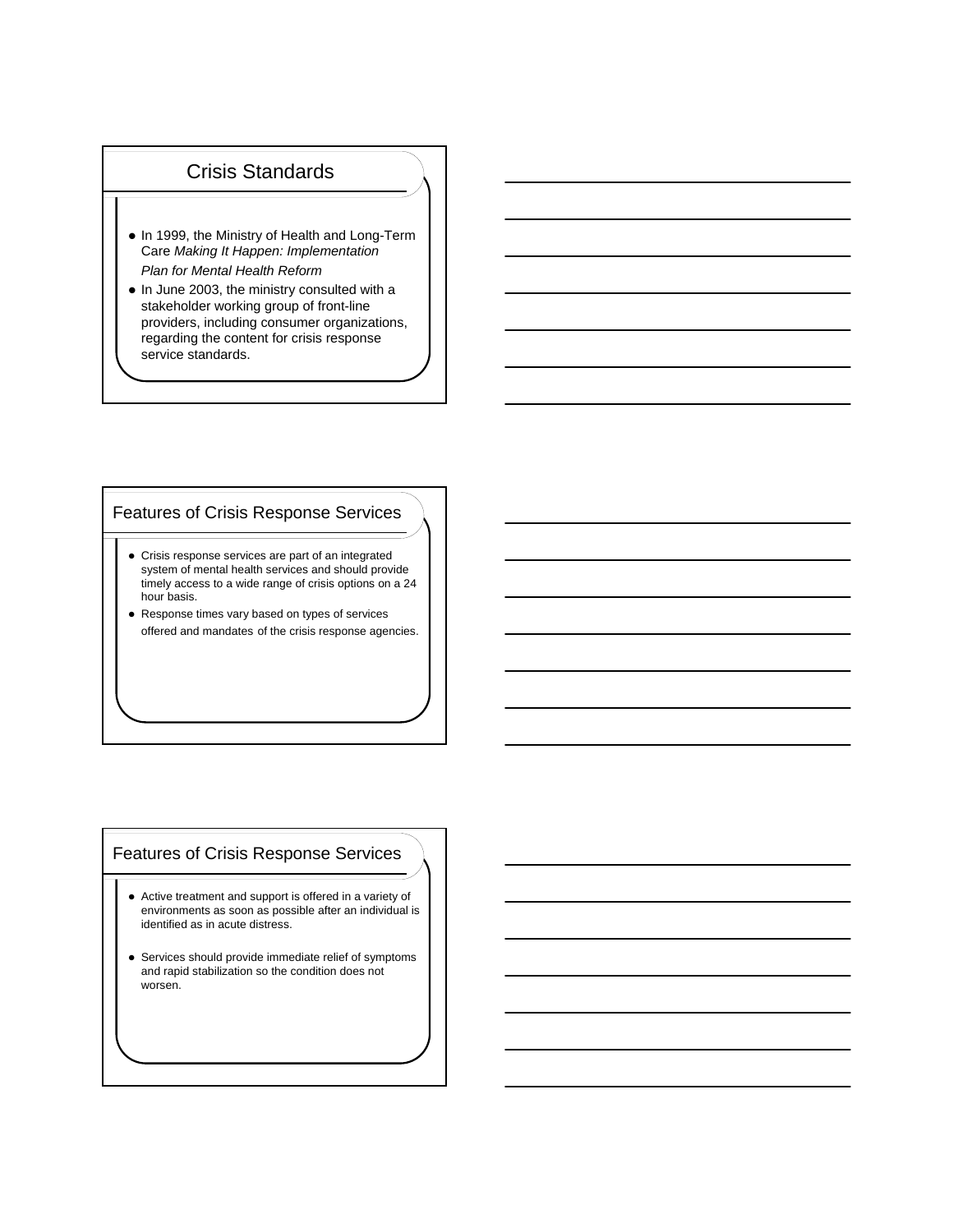## Crisis Standards

- In 1999, the Ministry of Health and Long-Term Care *Making It Happen: Implementation Plan for Mental Health Reform*
- In June 2003, the ministry consulted with a stakeholder working group of front-line providers, including consumer organizations, regarding the content for crisis response service standards.

## Features of Crisis Response Services

- Crisis response services are part of an integrated system of mental health services and should provide timely access to a wide range of crisis options on a 24 hour basis.
- Response times vary based on types of services offered and mandates of the crisis response agencies.

## Features of Crisis Response Services

- Active treatment and support is offered in a variety of environments as soon as possible after an individual is identified as in acute distress.
- Services should provide immediate relief of symptoms and rapid stabilization so the condition does not worsen.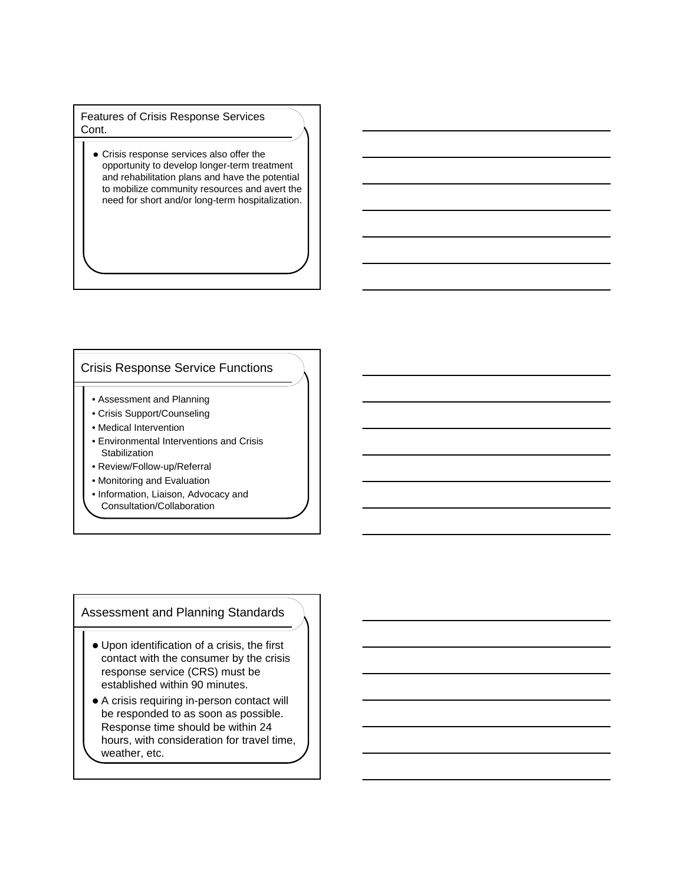## Features of Crisis Response Services Cont.

- Crisis response services also offer the opportunity to develop longer-term treatment and rehabilitation plans and have the potential to mobilize community resources and avert the need for short and/or long-term hospitalization.

## Crisis Response Service Functions

- Assessment and Planning
- Crisis Support/Counseling
- Medical Intervention
- Environmental Interventions and Crisis Stabilization
- Review/Follow-up/Referral
- Monitoring and Evaluation
- Information, Liaison, Advocacy and Consultation/Collaboration

## Assessment and Planning Standards

- Upon identification of a crisis, the first contact with the consumer by the crisis response service (CRS) must be established within 90 minutes.
- A crisis requiring in-person contact will be responded to as soon as possible. Response time should be within 24 hours, with consideration for travel time, weather, etc.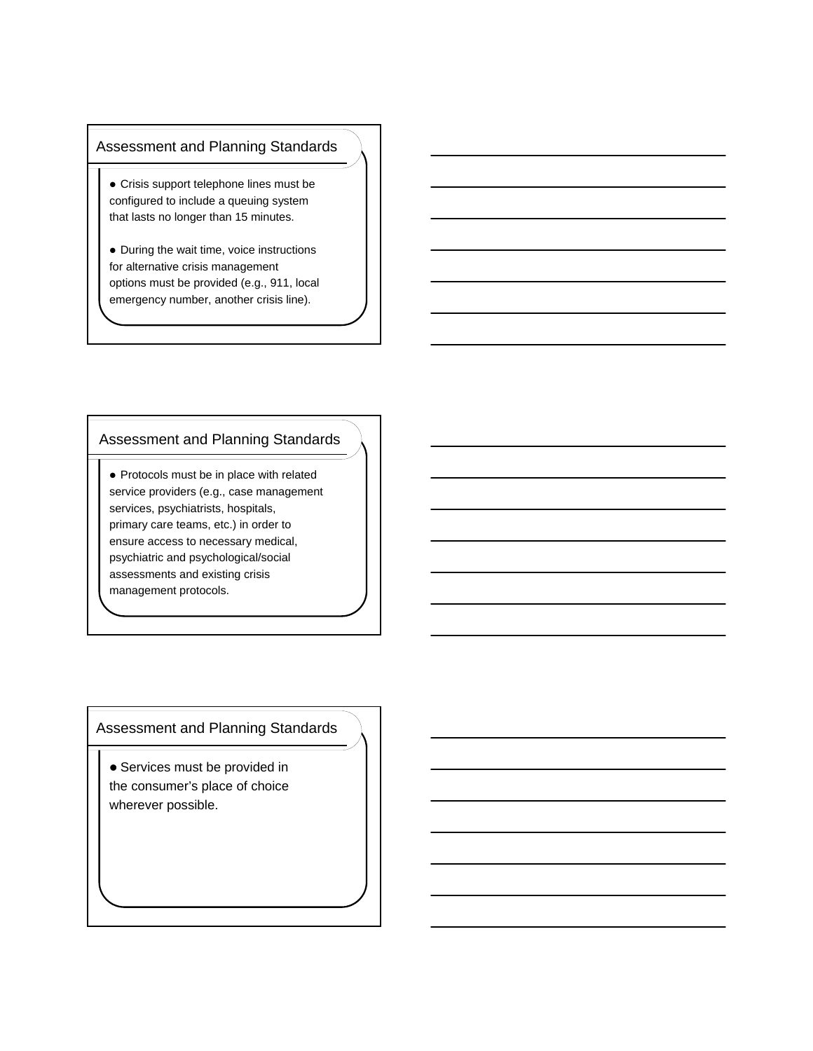## Assessment and Planning Standards

- Crisis support telephone lines must be configured to include a queuing system that lasts no longer than 15 minutes.
- During the wait time, voice instructions for alternative crisis management options must be provided (e.g., 911, local emergency number, another crisis line).

## Assessment and Planning Standards

- Protocols must be in place with related service providers (e.g., case management services, psychiatrists, hospitals, primary care teams, etc.) in order to ensure access to necessary medical, psychiatric and psychological/social assessments and existing crisis management protocols.

## Assessment and Planning Standards

- Services must be provided in the consumer's place of choice wherever possible.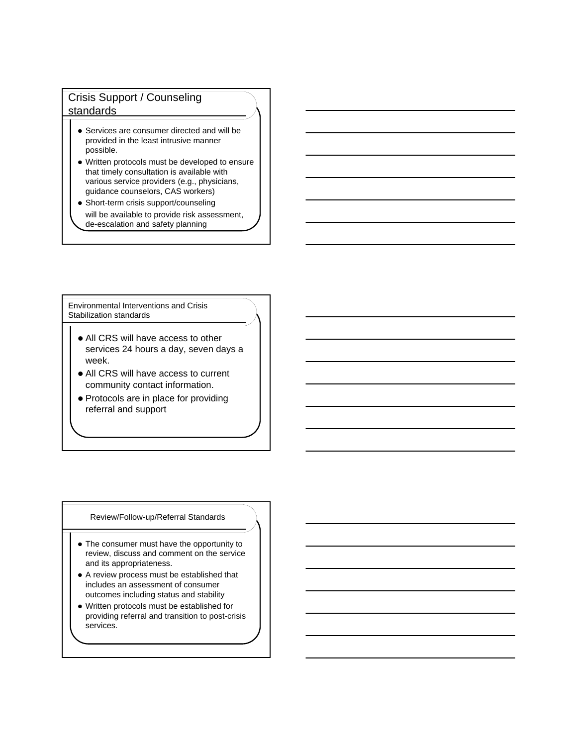## Crisis Support / Counseling standards

- Services are consumer directed and will be provided in the least intrusive manner possible.
- Written protocols must be developed to ensure that timely consultation is available with various service providers (e.g., physicians, guidance counselors, CAS workers)
- Short-term crisis support/counseling will be available to provide risk assessment, de-escalation and safety planning

## Environmental Interventions and Crisis Stabilization standards

- All CRS will have access to other services 24 hours a day, seven days a week.
- All CRS will have access to current community contact information.
- Protocols are in place for providing referral and support

## Review/Follow-up/Referral Standards

- The consumer must have the opportunity to review, discuss and comment on the service and its appropriateness.
- A review process must be established that includes an assessment of consumer outcomes including status and stability
- Written protocols must be established for providing referral and transition to post-crisis services.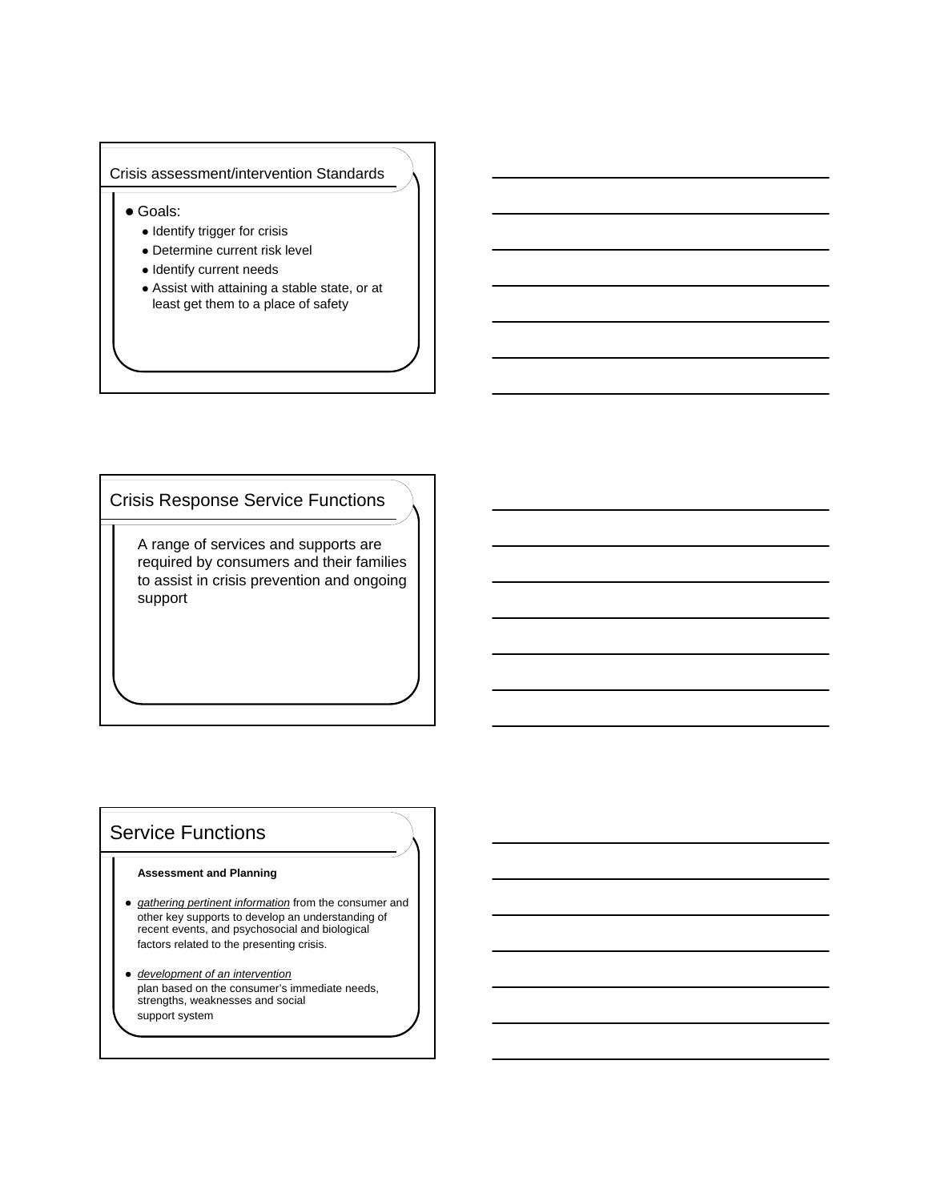## Crisis assessment/intervention Standards

- Goals:
  - Identify trigger for crisis
  - Determine current risk level
  - Identify current needs
  - Assist with attaining a stable state, or at least get them to a place of safety

## Crisis Response Service Functions

A range of services and supports are required by consumers and their families to assist in crisis prevention and ongoing support

## Service Functions

**Assessment and Planning**

- *gathering pertinent information* from the consumer and other key supports to develop an understanding of recent events, and psychosocial and biological factors related to the presenting crisis.
- *development of an intervention* plan based on the consumer's immediate needs, strengths, weaknesses and social support system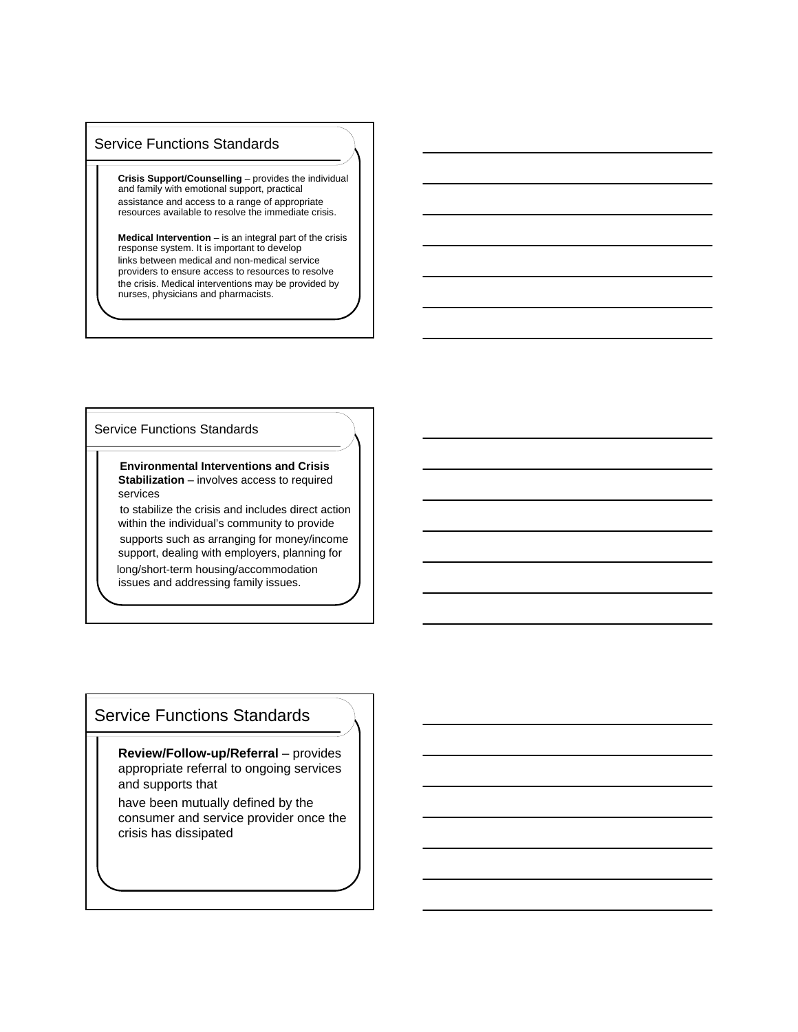## Service Functions Standards

**Crisis Support/Counselling** – provides the individual and family with emotional support, practical assistance and access to a range of appropriate resources available to resolve the immediate crisis.

**Medical Intervention** – is an integral part of the crisis response system. It is important to develop links between medical and non-medical service providers to ensure access to resources to resolve the crisis. Medical interventions may be provided by nurses, physicians and pharmacists.

## Service Functions Standards

**Environmental Interventions and Crisis Stabilization** – involves access to required services to stabilize the crisis and includes direct action within the individual's community to provide supports such as arranging for money/income support, dealing with employers, planning for long/short-term housing/accommodation issues and addressing family issues.

## Service Functions Standards

**Review/Follow-up/Referral** – provides appropriate referral to ongoing services and supports that have been mutually defined by the consumer and service provider once the crisis has dissipated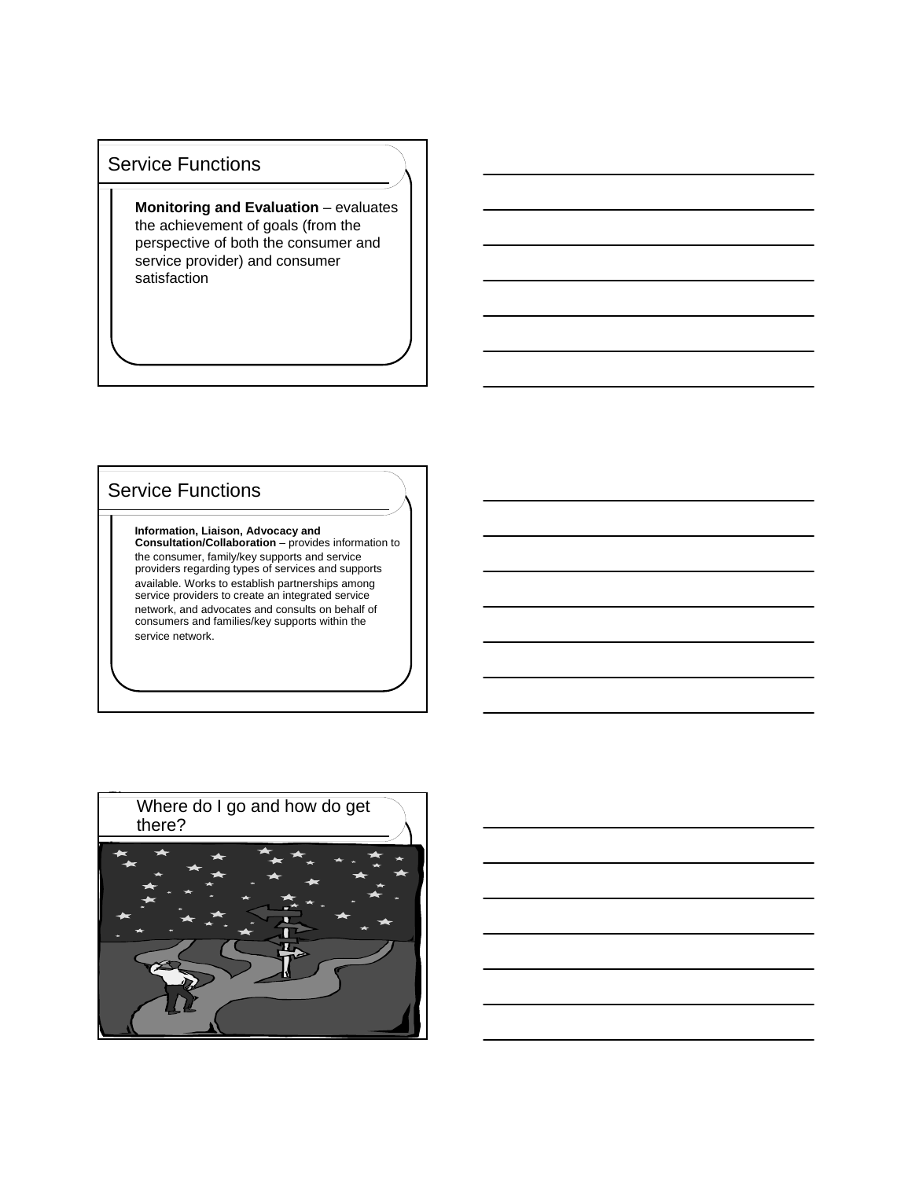## Service Functions

**Monitoring and Evaluation** – evaluates the achievement of goals (from the perspective of both the consumer and service provider) and consumer satisfaction

## Service Functions

**Information, Liaison, Advocacy and Consultation/Collaboration** – provides information to the consumer, family/key supports and service providers regarding types of services and supports available. Works to establish partnerships among service providers to create an integrated service network, and advocates and consults on behalf of consumers and families/key supports within the service network.

## Where do I go and how do get there?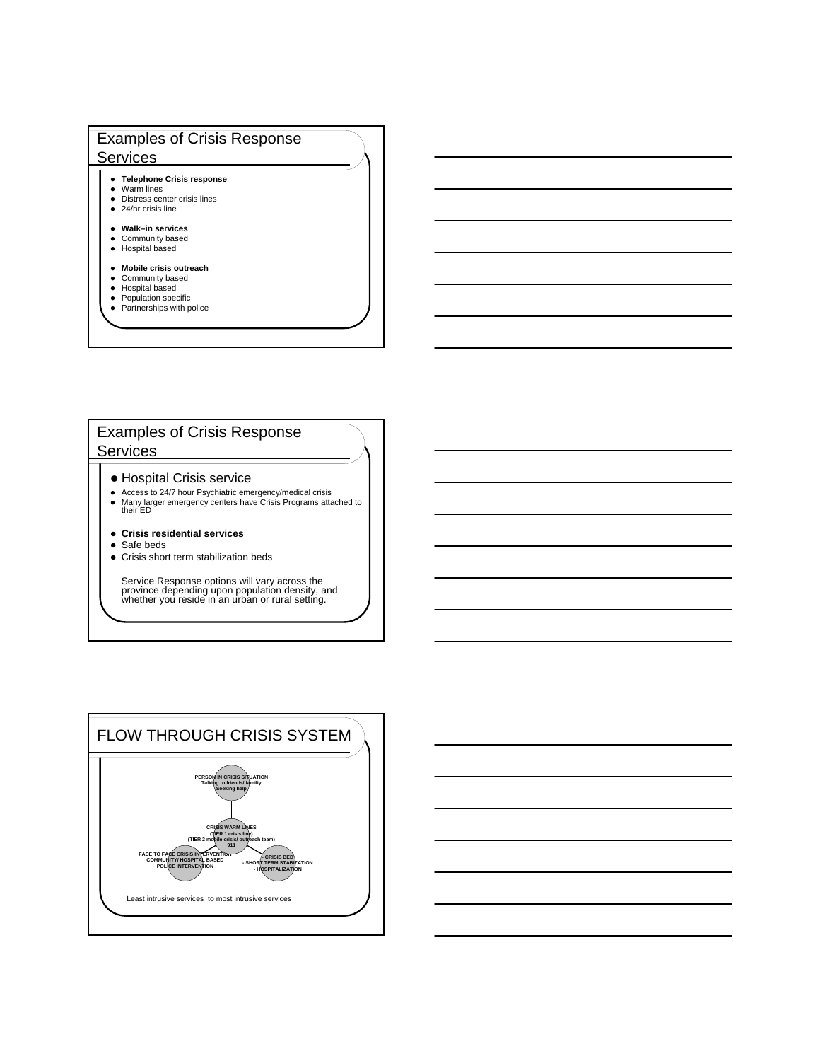## Examples of Crisis Response Services

- **Telephone Crisis response**
- Warm lines
- Distress center crisis lines
- 24/hr crisis line

- **Walk–in services**
- Community based
- Hospital based

- **Mobile crisis outreach**
- Community based
- Hospital based
- Population specific
- Partnerships with police

## Examples of Crisis Response Services

- Hospital Crisis service
- Access to 24/7 hour Psychiatric emergency/medical crisis
- Many larger emergency centers have Crisis Programs attached to their ED

- **Crisis residential services**
- Safe beds
- Crisis short term stabilization beds

Service Response options will vary across the province depending upon population density, and whether you reside in an urban or rural setting.

## FLOW THROUGH CRISIS SYSTEM

PERSON IN CRISIS SITUATION
Talking to friends/ familiy
Seeking help

CRISIS WARM LINES
(TIER 1 crisis line)
(TIER 2 mobile crisis/ outreach team)
911

FACE TO FACE CRISIS INTERVENTION
COMMUNITY/ HOSPITAL BASED
POLICE INTERVENTION

- CRISIS BED
- SHORT TERM STABIZATION
- HOSPITALIZATION

Least intrusive services to most intrusive services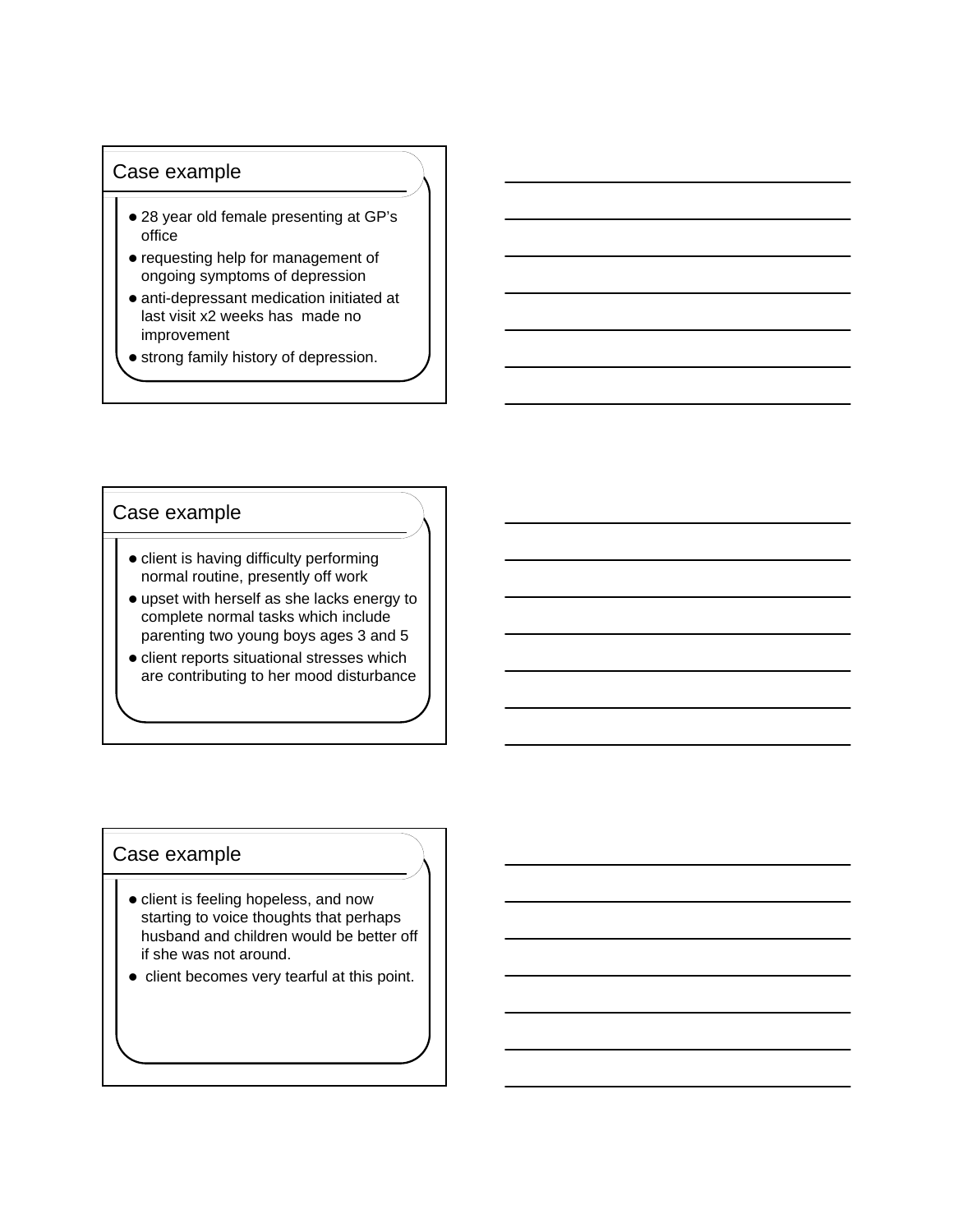## Case example

- 28 year old female presenting at GP's office
- requesting help for management of ongoing symptoms of depression
- anti-depressant medication initiated at last visit x2 weeks has made no improvement
- strong family history of depression.

## Case example

- client is having difficulty performing normal routine, presently off work
- upset with herself as she lacks energy to complete normal tasks which include parenting two young boys ages 3 and 5
- client reports situational stresses which are contributing to her mood disturbance

## Case example

- client is feeling hopeless, and now starting to voice thoughts that perhaps husband and children would be better off if she was not around.
- client becomes very tearful at this point.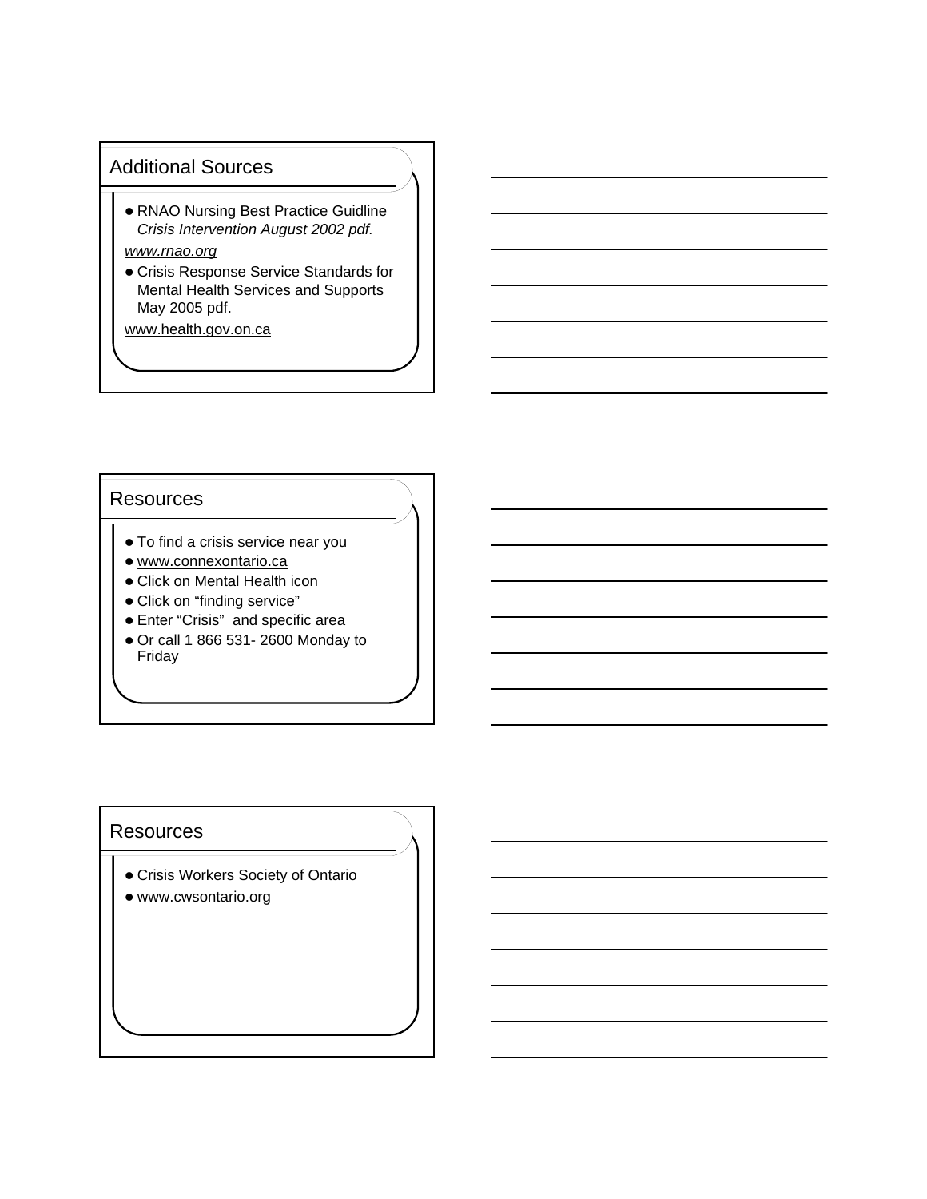## Additional Sources

- RNAO Nursing Best Practice Guidline *Crisis Intervention August 2002 pdf.*

*www.rnao.org*

- Crisis Response Service Standards for Mental Health Services and Supports May 2005 pdf.

www.health.gov.on.ca

## Resources

- To find a crisis service near you
- www.connexontario.ca
- Click on Mental Health icon
- Click on "finding service"
- Enter "Crisis" and specific area
- Or call 1 866 531- 2600 Monday to Friday

## Resources

- Crisis Workers Society of Ontario
- www.cwsontario.org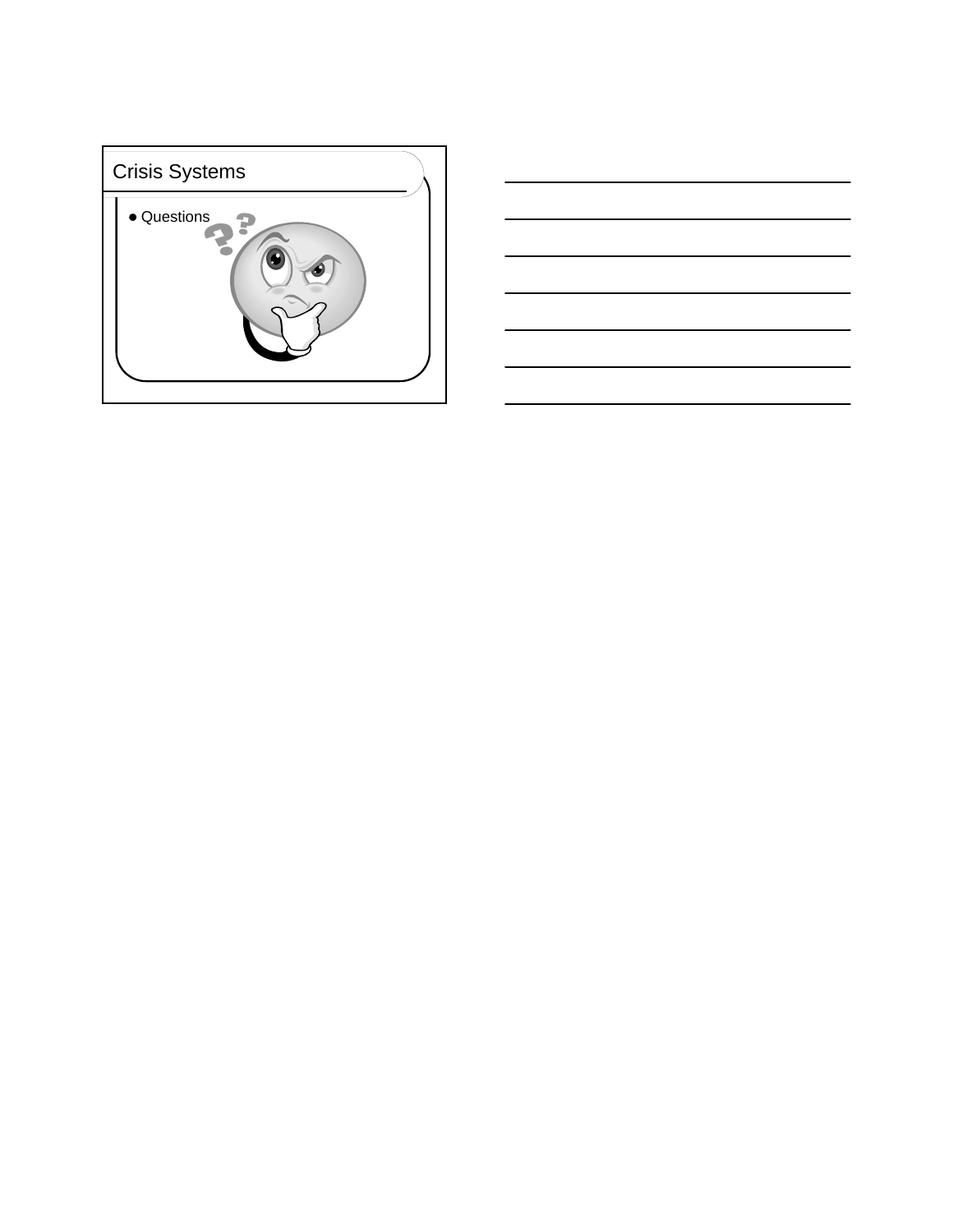## Crisis Systems

- Questions